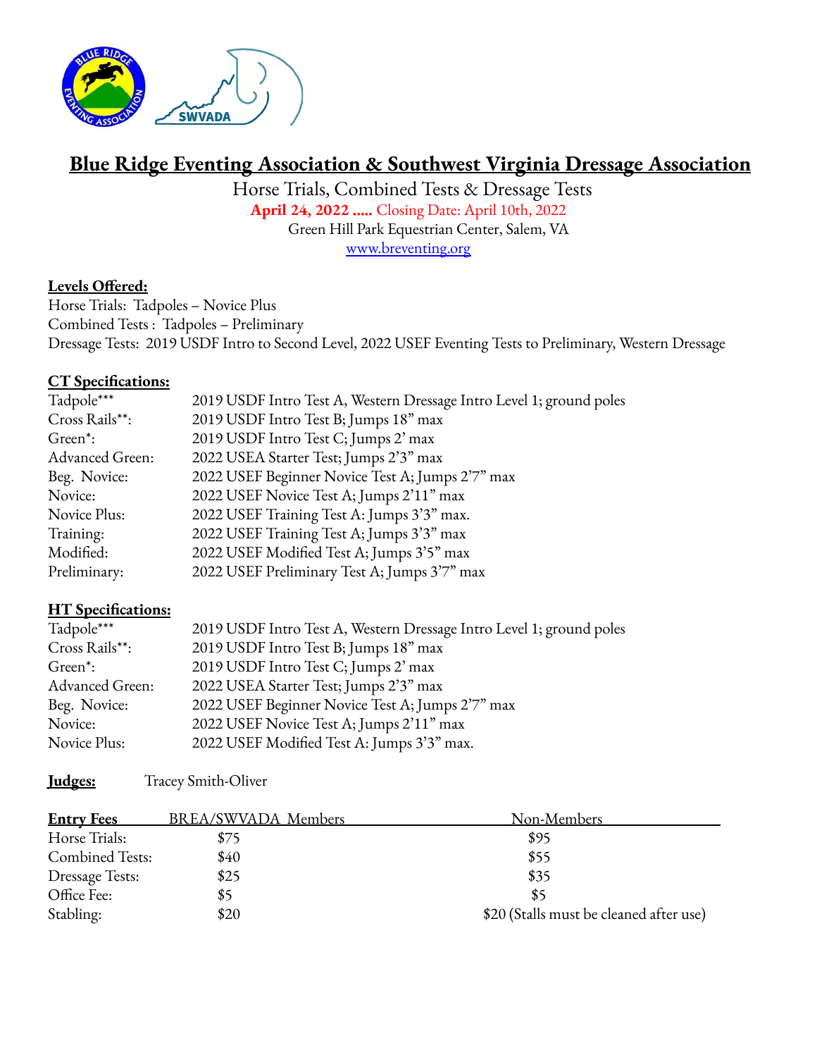# Blue Ridge Eventing Association & Southwest Virginia Dressage Association

Horse Trials, Combined Tests & Dressage Tests

**April 24, 2022 .....** Closing Date: April 10th, 2022

Green Hill Park Equestrian Center, Salem, VA

www.breventing.org

**Levels Offered:**

Horse Trials: Tadpoles – Novice Plus

Combined Tests : Tadpoles – Preliminary

Dressage Tests: 2019 USDF Intro to Second Level, 2022 USEF Eventing Tests to Preliminary, Western Dressage

**CT Specifications:**

| | |
|---|---|
| Tadpole*** | 2019 USDF Intro Test A, Western Dressage Intro Level 1; ground poles |
| Cross Rails**: | 2019 USDF Intro Test B; Jumps 18" max |
| Green*: | 2019 USDF Intro Test C; Jumps 2' max |
| Advanced Green: | 2022 USEA Starter Test; Jumps 2'3" max |
| Beg. Novice: | 2022 USEF Beginner Novice Test A; Jumps 2'7" max |
| Novice: | 2022 USEF Novice Test A; Jumps 2'11" max |
| Novice Plus: | 2022 USEF Training Test A: Jumps 3'3" max. |
| Training: | 2022 USEF Training Test A; Jumps 3'3" max |
| Modified: | 2022 USEF Modified Test A; Jumps 3'5" max |
| Preliminary: | 2022 USEF Preliminary Test A; Jumps 3'7" max |

**HT Specifications:**

| | |
|---|---|
| Tadpole*** | 2019 USDF Intro Test A, Western Dressage Intro Level 1; ground poles |
| Cross Rails**: | 2019 USDF Intro Test B; Jumps 18" max |
| Green*: | 2019 USDF Intro Test C; Jumps 2' max |
| Advanced Green: | 2022 USEA Starter Test; Jumps 2'3" max |
| Beg. Novice: | 2022 USEF Beginner Novice Test A; Jumps 2'7" max |
| Novice: | 2022 USEF Novice Test A; Jumps 2'11" max |
| Novice Plus: | 2022 USEF Modified Test A: Jumps 3'3" max. |

**Judges:** Tracey Smith-Oliver

| **Entry Fees** | BREA/SWVADA Members | Non-Members |
|---|---|---|
| Horse Trials: | $75 | $95 |
| Combined Tests: | $40 | $55 |
| Dressage Tests: | $25 | $35 |
| Office Fee: | $5 | $5 |
| Stabling: | $20 | $20 (Stalls must be cleaned after use) |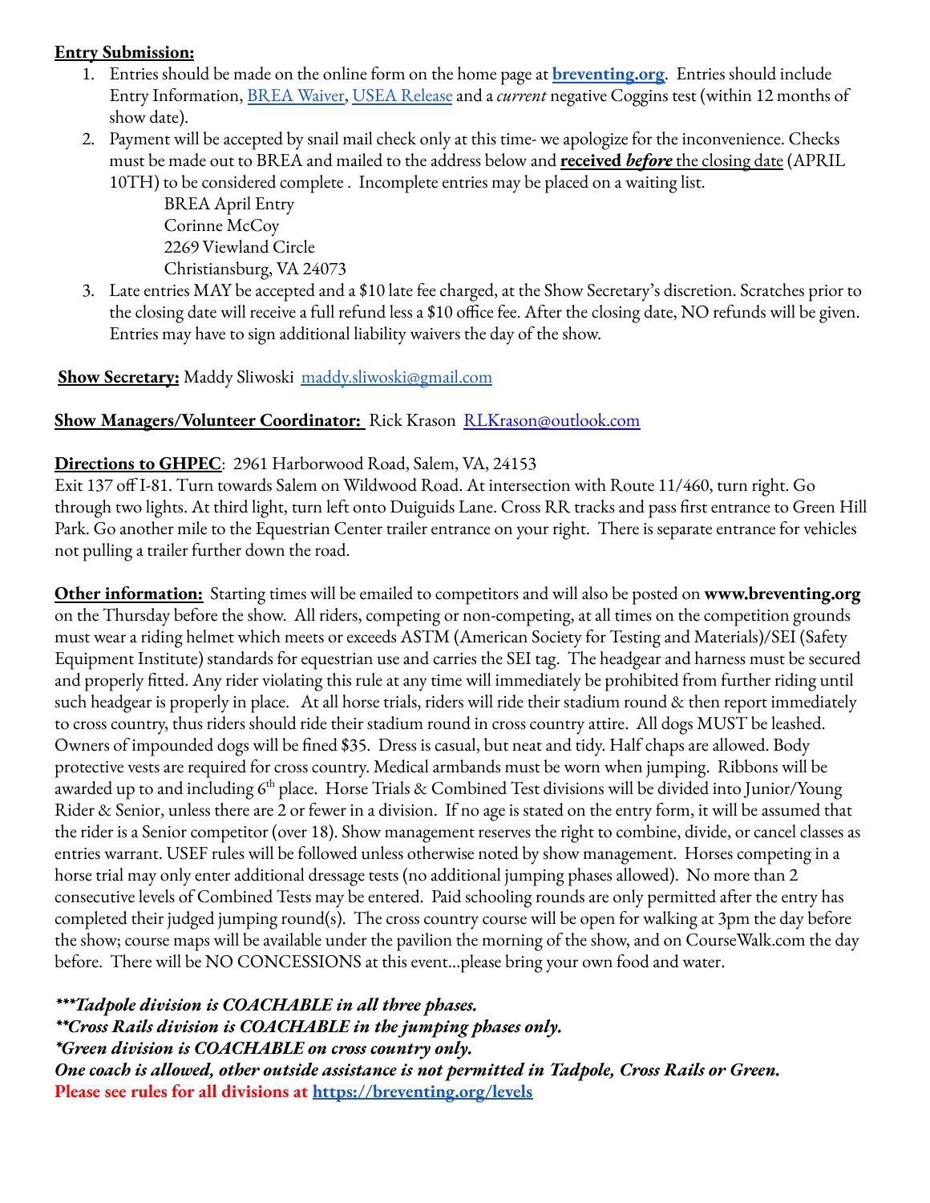**Entry Submission:**

1. Entries should be made on the online form on the home page at **breventing.org**. Entries should include Entry Information, BREA Waiver, USEA Release and a *current* negative Coggins test (within 12 months of show date).
2. Payment will be accepted by snail mail check only at this time- we apologize for the inconvenience. Checks must be made out to BREA and mailed to the address below and **received *before*** the closing date (APRIL 10TH) to be considered complete . Incomplete entries may be placed on a waiting list.

   BREA April Entry
   Corinne McCoy
   2269 Viewland Circle
   Christiansburg, VA 24073
3. Late entries MAY be accepted and a $10 late fee charged, at the Show Secretary's discretion. Scratches prior to the closing date will receive a full refund less a $10 office fee. After the closing date, NO refunds will be given. Entries may have to sign additional liability waivers the day of the show.

**Show Secretary:** Maddy Sliwoski maddy.sliwoski@gmail.com

**Show Managers/Volunteer Coordinator:** Rick Krason RLKrason@outlook.com

**Directions to GHPEC**: 2961 Harborwood Road, Salem, VA, 24153
Exit 137 off I-81. Turn towards Salem on Wildwood Road. At intersection with Route 11/460, turn right. Go through two lights. At third light, turn left onto Duiguids Lane. Cross RR tracks and pass first entrance to Green Hill Park. Go another mile to the Equestrian Center trailer entrance on your right. There is separate entrance for vehicles not pulling a trailer further down the road.

**Other information:** Starting times will be emailed to competitors and will also be posted on **www.breventing.org** on the Thursday before the show. All riders, competing or non-competing, at all times on the competition grounds must wear a riding helmet which meets or exceeds ASTM (American Society for Testing and Materials)/SEI (Safety Equipment Institute) standards for equestrian use and carries the SEI tag. The headgear and harness must be secured and properly fitted. Any rider violating this rule at any time will immediately be prohibited from further riding until such headgear is properly in place. At all horse trials, riders will ride their stadium round & then report immediately to cross country, thus riders should ride their stadium round in cross country attire. All dogs MUST be leashed. Owners of impounded dogs will be fined $35. Dress is casual, but neat and tidy. Half chaps are allowed. Body protective vests are required for cross country. Medical armbands must be worn when jumping. Ribbons will be awarded up to and including 6th place. Horse Trials & Combined Test divisions will be divided into Junior/Young Rider & Senior, unless there are 2 or fewer in a division. If no age is stated on the entry form, it will be assumed that the rider is a Senior competitor (over 18). Show management reserves the right to combine, divide, or cancel classes as entries warrant. USEF rules will be followed unless otherwise noted by show management. Horses competing in a horse trial may only enter additional dressage tests (no additional jumping phases allowed). No more than 2 consecutive levels of Combined Tests may be entered. Paid schooling rounds are only permitted after the entry has completed their judged jumping round(s). The cross country course will be open for walking at 3pm the day before the show; course maps will be available under the pavilion the morning of the show, and on CourseWalk.com the day before. There will be NO CONCESSIONS at this event...please bring your own food and water.

***\*\*\*Tadpole division is COACHABLE in all three phases.***
***\*\*Cross Rails division is COACHABLE in the jumping phases only.***
***\*Green division is COACHABLE on cross country only.***
***One coach is allowed, other outside assistance is not permitted in Tadpole, Cross Rails or Green.***
**Please see rules for all divisions at https://breventing.org/levels**